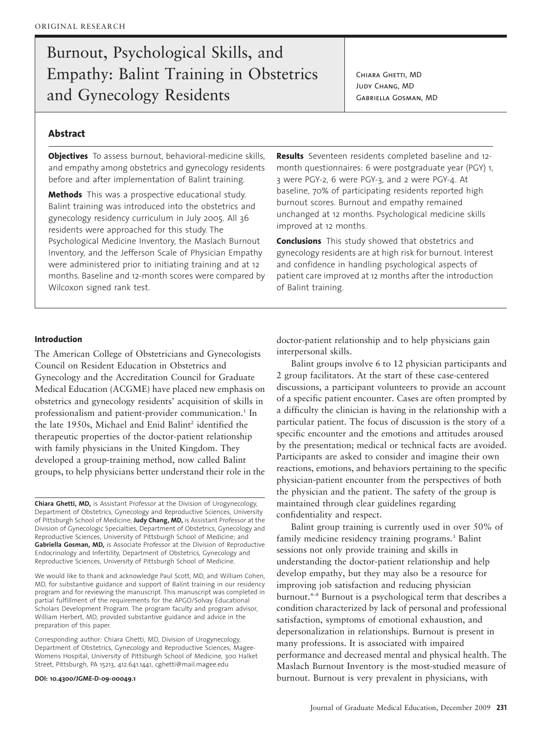ORIGINAL RESEARCH

# Burnout, Psychological Skills, and Empathy: Balint Training in Obstetrics and Gynecology Residents

Chiara Ghetti, MD
Judy Chang, MD
Gabriella Gosman, MD

## Abstract

**Objectives** To assess burnout, behavioral-medicine skills, and empathy among obstetrics and gynecology residents before and after implementation of Balint training.

**Methods** This was a prospective educational study. Balint training was introduced into the obstetrics and gynecology residency curriculum in July 2005. All 36 residents were approached for this study. The Psychological Medicine Inventory, the Maslach Burnout Inventory, and the Jefferson Scale of Physician Empathy were administered prior to initiating training and at 12 months. Baseline and 12-month scores were compared by Wilcoxon signed rank test.

**Results** Seventeen residents completed baseline and 12-month questionnaires: 6 were postgraduate year (PGY) 1, 3 were PGY-2, 6 were PGY-3, and 2 were PGY-4. At baseline, 70% of participating residents reported high burnout scores. Burnout and empathy remained unchanged at 12 months. Psychological medicine skills improved at 12 months.

**Conclusions** This study showed that obstetrics and gynecology residents are at high risk for burnout. Interest and confidence in handling psychological aspects of patient care improved at 12 months after the introduction of Balint training.

### Introduction

The American College of Obstetricians and Gynecologists Council on Resident Education in Obstetrics and Gynecology and the Accreditation Council for Graduate Medical Education (ACGME) have placed new emphasis on obstetrics and gynecology residents' acquisition of skills in professionalism and patient-provider communication.[1] In the late 1950s, Michael and Enid Balint[2] identified the therapeutic properties of the doctor-patient relationship with family physicians in the United Kingdom. They developed a group-training method, now called Balint groups, to help physicians better understand their role in the doctor-patient relationship and to help physicians gain interpersonal skills.

Balint groups involve 6 to 12 physician participants and 2 group facilitators. At the start of these case-centered discussions, a participant volunteers to provide an account of a specific patient encounter. Cases are often prompted by a difficulty the clinician is having in the relationship with a particular patient. The focus of discussion is the story of a specific encounter and the emotions and attitudes aroused by the presentation; medical or technical facts are avoided. Participants are asked to consider and imagine their own reactions, emotions, and behaviors pertaining to the specific physician-patient encounter from the perspectives of both the physician and the patient. The safety of the group is maintained through clear guidelines regarding confidentiality and respect.

Balint group training is currently used in over 50% of family medicine residency training programs.[3] Balint sessions not only provide training and skills in understanding the doctor-patient relationship and help develop empathy, but they may also be a resource for improving job satisfaction and reducing physician burnout.[4–8] Burnout is a psychological term that describes a condition characterized by lack of personal and professional satisfaction, symptoms of emotional exhaustion, and depersonalization in relationships. Burnout is present in many professions. It is associated with impaired performance and decreased mental and physical health. The Maslach Burnout Inventory is the most-studied measure of burnout. Burnout is very prevalent in physicians, with

---

**Chiara Ghetti, MD,** is Assistant Professor at the Division of Urogynecology, Department of Obstetrics, Gynecology and Reproductive Sciences, University of Pittsburgh School of Medicine; **Judy Chang, MD,** is Assistant Professor at the Division of Gynecologic Specialties, Department of Obstetrics, Gynecology and Reproductive Sciences, University of Pittsburgh School of Medicine; and **Gabriella Gosman, MD,** is Associate Professor at the Division of Reproductive Endocrinology and Infertility, Department of Obstetrics, Gynecology and Reproductive Sciences, University of Pittsburgh School of Medicine.

We would like to thank and acknowledge Paul Scott, MD, and William Cohen, MD, for substantive guidance and support of Balint training in our residency program and for reviewing the manuscript. This manuscript was completed in partial fulfillment of the requirements for the APGO/Solvay Educational Scholars Development Program. The program faculty and program advisor, William Herbert, MD, provided substantive guidance and advice in the preparation of this paper.

Corresponding author: Chiara Ghetti, MD, Division of Urogynecology, Department of Obstetrics, Gynecology and Reproductive Sciences, Magee-Womens Hospital, University of Pittsburgh School of Medicine, 300 Halket Street, Pittsburgh, PA 15213, 412.641.1441, cghetti@mail.magee.edu

**DOI: 10.4300/JGME-D-09-00049.1**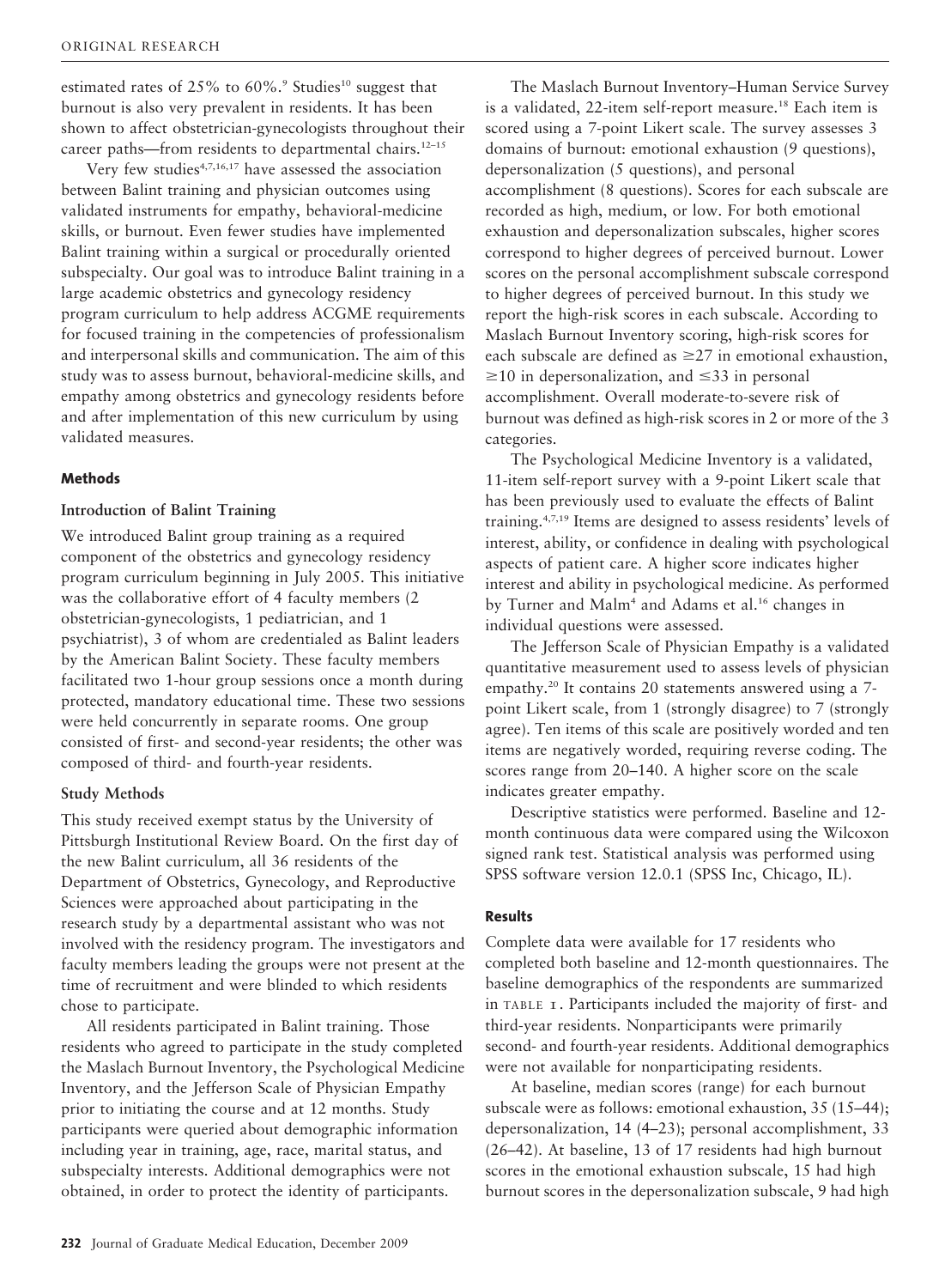estimated rates of 25% to 60%.[9] Studies[10] suggest that burnout is also very prevalent in residents. It has been shown to affect obstetrician-gynecologists throughout their career paths—from residents to departmental chairs.[12–15]

Very few studies[4,7,16,17] have assessed the association between Balint training and physician outcomes using validated instruments for empathy, behavioral-medicine skills, or burnout. Even fewer studies have implemented Balint training within a surgical or procedurally oriented subspecialty. Our goal was to introduce Balint training in a large academic obstetrics and gynecology residency program curriculum to help address ACGME requirements for focused training in the competencies of professionalism and interpersonal skills and communication. The aim of this study was to assess burnout, behavioral-medicine skills, and empathy among obstetrics and gynecology residents before and after implementation of this new curriculum by using validated measures.

## Methods

### Introduction of Balint Training

We introduced Balint group training as a required component of the obstetrics and gynecology residency program curriculum beginning in July 2005. This initiative was the collaborative effort of 4 faculty members (2 obstetrician-gynecologists, 1 pediatrician, and 1 psychiatrist), 3 of whom are credentialed as Balint leaders by the American Balint Society. These faculty members facilitated two 1-hour group sessions once a month during protected, mandatory educational time. These two sessions were held concurrently in separate rooms. One group consisted of first- and second-year residents; the other was composed of third- and fourth-year residents.

### Study Methods

This study received exempt status by the University of Pittsburgh Institutional Review Board. On the first day of the new Balint curriculum, all 36 residents of the Department of Obstetrics, Gynecology, and Reproductive Sciences were approached about participating in the research study by a departmental assistant who was not involved with the residency program. The investigators and faculty members leading the groups were not present at the time of recruitment and were blinded to which residents chose to participate.

All residents participated in Balint training. Those residents who agreed to participate in the study completed the Maslach Burnout Inventory, the Psychological Medicine Inventory, and the Jefferson Scale of Physician Empathy prior to initiating the course and at 12 months. Study participants were queried about demographic information including year in training, age, race, marital status, and subspecialty interests. Additional demographics were not obtained, in order to protect the identity of participants.

The Maslach Burnout Inventory–Human Service Survey is a validated, 22-item self-report measure.[18] Each item is scored using a 7-point Likert scale. The survey assesses 3 domains of burnout: emotional exhaustion (9 questions), depersonalization (5 questions), and personal accomplishment (8 questions). Scores for each subscale are recorded as high, medium, or low. For both emotional exhaustion and depersonalization subscales, higher scores correspond to higher degrees of perceived burnout. Lower scores on the personal accomplishment subscale correspond to higher degrees of perceived burnout. In this study we report the high-risk scores in each subscale. According to Maslach Burnout Inventory scoring, high-risk scores for each subscale are defined as $\geq 27$ in emotional exhaustion, $\geq 10$ in depersonalization, and $\leq 33$ in personal accomplishment. Overall moderate-to-severe risk of burnout was defined as high-risk scores in 2 or more of the 3 categories.

The Psychological Medicine Inventory is a validated, 11-item self-report survey with a 9-point Likert scale that has been previously used to evaluate the effects of Balint training.[4,7,19] Items are designed to assess residents' levels of interest, ability, or confidence in dealing with psychological aspects of patient care. A higher score indicates higher interest and ability in psychological medicine. As performed by Turner and Malm[4] and Adams et al.[16] changes in individual questions were assessed.

The Jefferson Scale of Physician Empathy is a validated quantitative measurement used to assess levels of physician empathy.[20] It contains 20 statements answered using a 7-point Likert scale, from 1 (strongly disagree) to 7 (strongly agree). Ten items of this scale are positively worded and ten items are negatively worded, requiring reverse coding. The scores range from 20–140. A higher score on the scale indicates greater empathy.

Descriptive statistics were performed. Baseline and 12-month continuous data were compared using the Wilcoxon signed rank test. Statistical analysis was performed using SPSS software version 12.0.1 (SPSS Inc, Chicago, IL).

## Results

Complete data were available for 17 residents who completed both baseline and 12-month questionnaires. The baseline demographics of the respondents are summarized in TABLE 1. Participants included the majority of first- and third-year residents. Nonparticipants were primarily second- and fourth-year residents. Additional demographics were not available for nonparticipating residents.

At baseline, median scores (range) for each burnout subscale were as follows: emotional exhaustion, 35 (15–44); depersonalization, 14 (4–23); personal accomplishment, 33 (26–42). At baseline, 13 of 17 residents had high burnout scores in the emotional exhaustion subscale, 15 had high burnout scores in the depersonalization subscale, 9 had high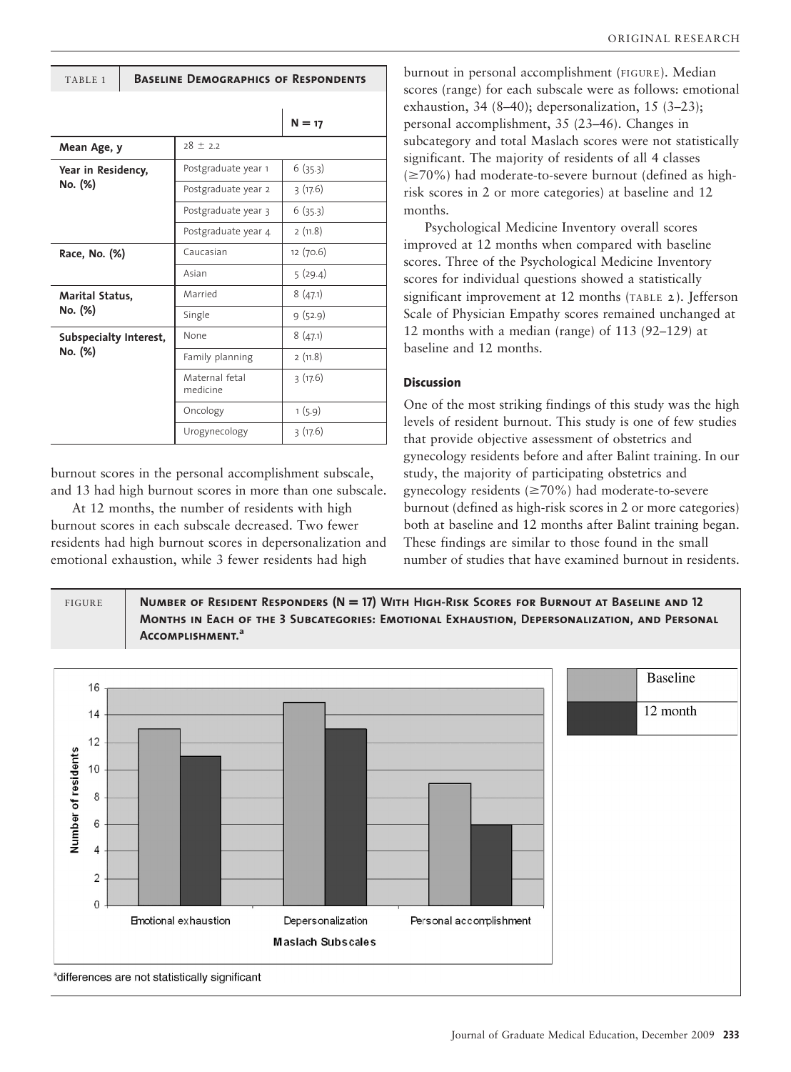TABLE 1 **Baseline Demographics of Respondents**

| | | N = 17 |
|---|---|---|
| **Mean Age, y** | 28 ± 2.2 | |
| **Year in Residency, No. (%)** | Postgraduate year 1 | 6 (35.3) |
| | Postgraduate year 2 | 3 (17.6) |
| | Postgraduate year 3 | 6 (35.3) |
| | Postgraduate year 4 | 2 (11.8) |
| **Race, No. (%)** | Caucasian | 12 (70.6) |
| | Asian | 5 (29.4) |
| **Marital Status, No. (%)** | Married | 8 (47.1) |
| | Single | 9 (52.9) |
| **Subspecialty Interest, No. (%)** | None | 8 (47.1) |
| | Family planning | 2 (11.8) |
| | Maternal fetal medicine | 3 (17.6) |
| | Oncology | 1 (5.9) |
| | Urogynecology | 3 (17.6) |

burnout scores in the personal accomplishment subscale, and 13 had high burnout scores in more than one subscale.

At 12 months, the number of residents with high burnout scores in each subscale decreased. Two fewer residents had high burnout scores in depersonalization and emotional exhaustion, while 3 fewer residents had high burnout in personal accomplishment (FIGURE). Median scores (range) for each subscale were as follows: emotional exhaustion, 34 (8–40); depersonalization, 15 (3–23); personal accomplishment, 35 (23–46). Changes in subcategory and total Maslach scores were not statistically significant. The majority of residents of all 4 classes (≥70%) had moderate-to-severe burnout (defined as high-risk scores in 2 or more categories) at baseline and 12 months.

Psychological Medicine Inventory overall scores improved at 12 months when compared with baseline scores. Three of the Psychological Medicine Inventory scores for individual questions showed a statistically significant improvement at 12 months (TABLE 2). Jefferson Scale of Physician Empathy scores remained unchanged at 12 months with a median (range) of 113 (92–129) at baseline and 12 months.

## Discussion

One of the most striking findings of this study was the high levels of resident burnout. This study is one of few studies that provide objective assessment of obstetrics and gynecology residents before and after Balint training. In our study, the majority of participating obstetrics and gynecology residents (≥70%) had moderate-to-severe burnout (defined as high-risk scores in 2 or more categories) both at baseline and 12 months after Balint training began. These findings are similar to those found in the small number of studies that have examined burnout in residents.

FIGURE **Number of Resident Responders (N = 17) With High-Risk Scores for Burnout at Baseline and 12 Months in Each of the 3 Subcategories: Emotional Exhaustion, Depersonalization, and Personal Accomplishment.**[a]

| Maslach Subscales | Baseline | 12 month |
|---|---|---|
| Emotional exhaustion | 13 | 11 |
| Depersonalization | 15 | 13 |
| Personal accomplishment | 9 | 6 |

[a]differences are not statistically significant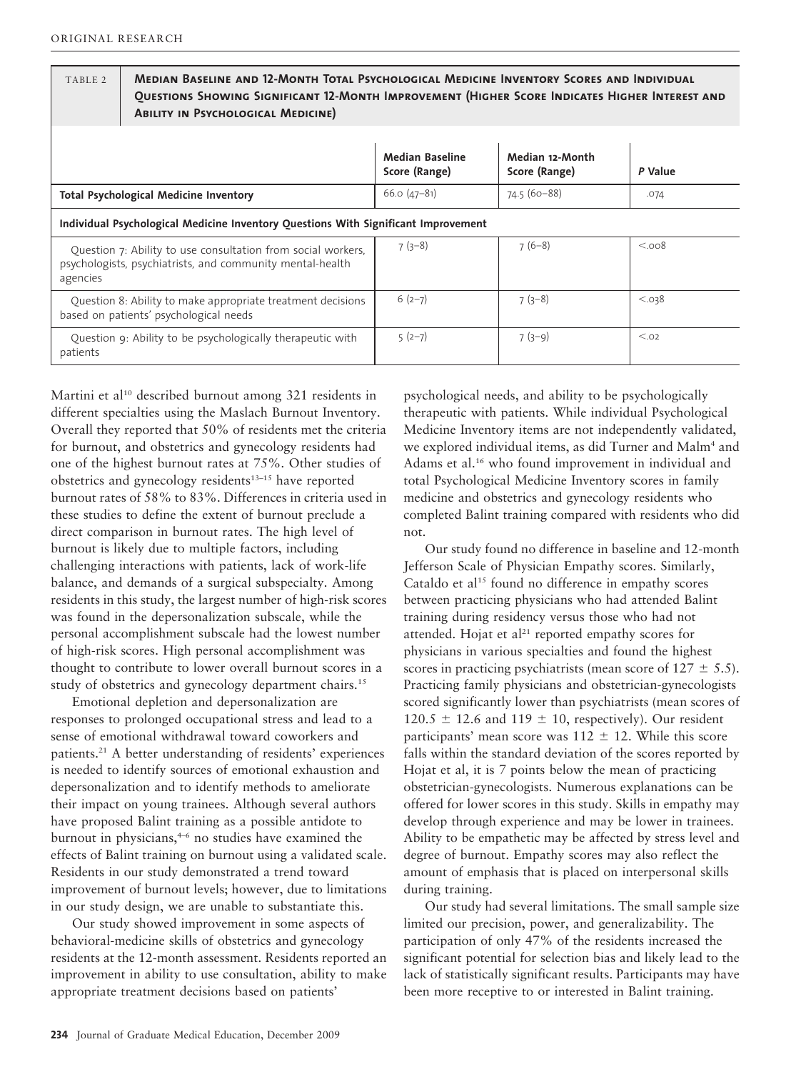**TABLE 2 Median Baseline and 12-Month Total Psychological Medicine Inventory Scores and Individual Questions Showing Significant 12-Month Improvement (Higher Score Indicates Higher Interest and Ability in Psychological Medicine)**

| | Median Baseline Score (Range) | Median 12-Month Score (Range) | *P* Value |
|---|---|---|---|
| **Total Psychological Medicine Inventory** | 66.0 (47–81) | 74.5 (60–88) | .074 |
| **Individual Psychological Medicine Inventory Questions With Significant Improvement** | | | |
| Question 7: Ability to use consultation from social workers, psychologists, psychiatrists, and community mental-health agencies | 7 (3–8) | 7 (6–8) | <.008 |
| Question 8: Ability to make appropriate treatment decisions based on patients' psychological needs | 6 (2–7) | 7 (3–8) | <.038 |
| Question 9: Ability to be psychologically therapeutic with patients | 5 (2–7) | 7 (3–9) | <.02 |

Martini et al[10] described burnout among 321 residents in different specialties using the Maslach Burnout Inventory. Overall they reported that 50% of residents met the criteria for burnout, and obstetrics and gynecology residents had one of the highest burnout rates at 75%. Other studies of obstetrics and gynecology residents[13–15] have reported burnout rates of 58% to 83%. Differences in criteria used in these studies to define the extent of burnout preclude a direct comparison in burnout rates. The high level of burnout is likely due to multiple factors, including challenging interactions with patients, lack of work-life balance, and demands of a surgical subspecialty. Among residents in this study, the largest number of high-risk scores was found in the depersonalization subscale, while the personal accomplishment subscale had the lowest number of high-risk scores. High personal accomplishment was thought to contribute to lower overall burnout scores in a study of obstetrics and gynecology department chairs.[15]

Emotional depletion and depersonalization are responses to prolonged occupational stress and lead to a sense of emotional withdrawal toward coworkers and patients.[21] A better understanding of residents' experiences is needed to identify sources of emotional exhaustion and depersonalization and to identify methods to ameliorate their impact on young trainees. Although several authors have proposed Balint training as a possible antidote to burnout in physicians,[4–6] no studies have examined the effects of Balint training on burnout using a validated scale. Residents in our study demonstrated a trend toward improvement of burnout levels; however, due to limitations in our study design, we are unable to substantiate this.

Our study showed improvement in some aspects of behavioral-medicine skills of obstetrics and gynecology residents at the 12-month assessment. Residents reported an improvement in ability to use consultation, ability to make appropriate treatment decisions based on patients' psychological needs, and ability to be psychologically therapeutic with patients. While individual Psychological Medicine Inventory items are not independently validated, we explored individual items, as did Turner and Malm[4] and Adams et al.[16] who found improvement in individual and total Psychological Medicine Inventory scores in family medicine and obstetrics and gynecology residents who completed Balint training compared with residents who did not.

Our study found no difference in baseline and 12-month Jefferson Scale of Physician Empathy scores. Similarly, Cataldo et al[15] found no difference in empathy scores between practicing physicians who had attended Balint training during residency versus those who had not attended. Hojat et al[21] reported empathy scores for physicians in various specialties and found the highest scores in practicing psychiatrists (mean score of $127 \pm 5.5$). Practicing family physicians and obstetrician-gynecologists scored significantly lower than psychiatrists (mean scores of $120.5 \pm 12.6$ and $119 \pm 10$, respectively). Our resident participants' mean score was $112 \pm 12$. While this score falls within the standard deviation of the scores reported by Hojat et al, it is 7 points below the mean of practicing obstetrician-gynecologists. Numerous explanations can be offered for lower scores in this study. Skills in empathy may develop through experience and may be lower in trainees. Ability to be empathetic may be affected by stress level and degree of burnout. Empathy scores may also reflect the amount of emphasis that is placed on interpersonal skills during training.

Our study had several limitations. The small sample size limited our precision, power, and generalizability. The participation of only 47% of the residents increased the significant potential for selection bias and likely lead to the lack of statistically significant results. Participants may have been more receptive to or interested in Balint training.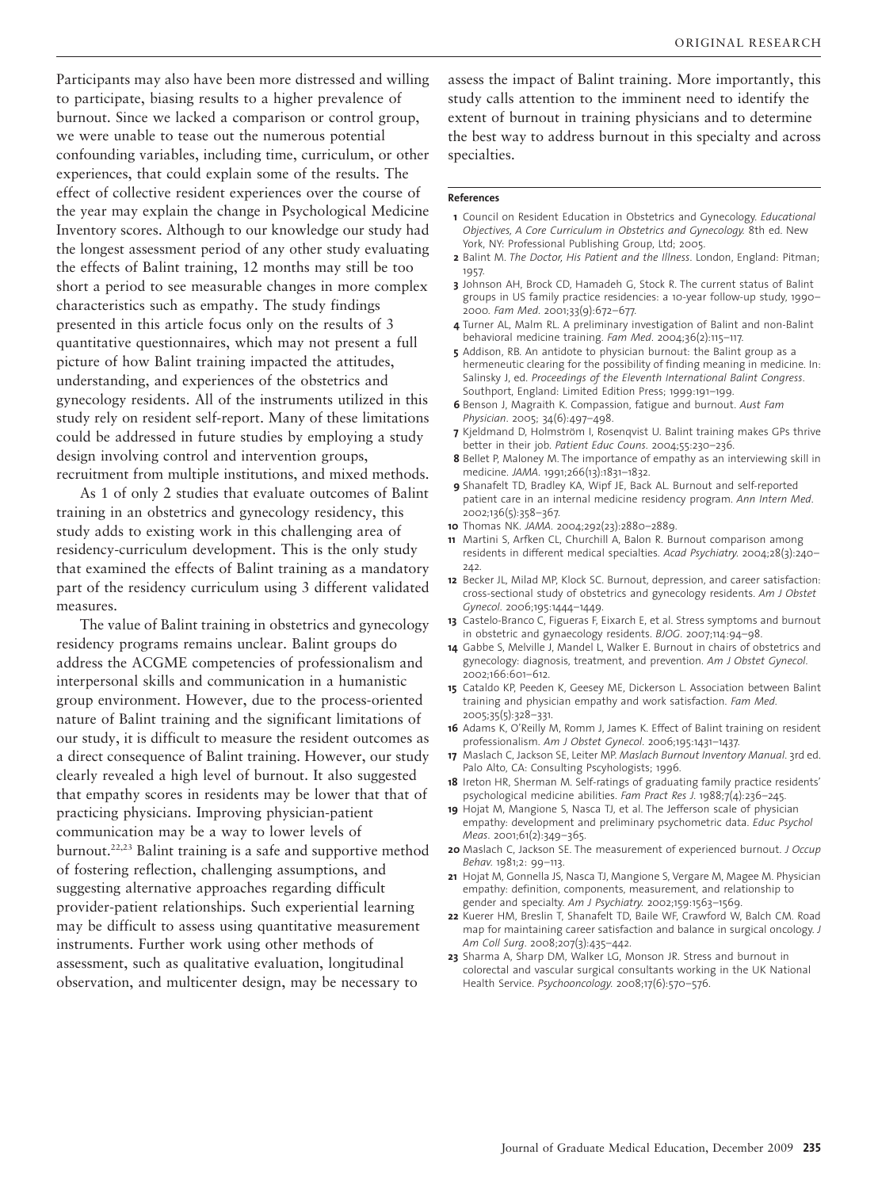Participants may also have been more distressed and willing to participate, biasing results to a higher prevalence of burnout. Since we lacked a comparison or control group, we were unable to tease out the numerous potential confounding variables, including time, curriculum, or other experiences, that could explain some of the results. The effect of collective resident experiences over the course of the year may explain the change in Psychological Medicine Inventory scores. Although to our knowledge our study had the longest assessment period of any other study evaluating the effects of Balint training, 12 months may still be too short a period to see measurable changes in more complex characteristics such as empathy. The study findings presented in this article focus only on the results of 3 quantitative questionnaires, which may not present a full picture of how Balint training impacted the attitudes, understanding, and experiences of the obstetrics and gynecology residents. All of the instruments utilized in this study rely on resident self-report. Many of these limitations could be addressed in future studies by employing a study design involving control and intervention groups, recruitment from multiple institutions, and mixed methods.

As 1 of only 2 studies that evaluate outcomes of Balint training in an obstetrics and gynecology residency, this study adds to existing work in this challenging area of residency-curriculum development. This is the only study that examined the effects of Balint training as a mandatory part of the residency curriculum using 3 different validated measures.

The value of Balint training in obstetrics and gynecology residency programs remains unclear. Balint groups do address the ACGME competencies of professionalism and interpersonal skills and communication in a humanistic group environment. However, due to the process-oriented nature of Balint training and the significant limitations of our study, it is difficult to measure the resident outcomes as a direct consequence of Balint training. However, our study clearly revealed a high level of burnout. It also suggested that empathy scores in residents may be lower that that of practicing physicians. Improving physician-patient communication may be a way to lower levels of burnout.[22,23] Balint training is a safe and supportive method of fostering reflection, challenging assumptions, and suggesting alternative approaches regarding difficult provider-patient relationships. Such experiential learning may be difficult to assess using quantitative measurement instruments. Further work using other methods of assessment, such as qualitative evaluation, longitudinal observation, and multicenter design, may be necessary to assess the impact of Balint training. More importantly, this study calls attention to the imminent need to identify the extent of burnout in training physicians and to determine the best way to address burnout in this specialty and across specialties.

## References

1. Council on Resident Education in Obstetrics and Gynecology. *Educational Objectives, A Core Curriculum in Obstetrics and Gynecology.* 8th ed. New York, NY: Professional Publishing Group, Ltd; 2005.
2. Balint M. *The Doctor, His Patient and the Illness*. London, England: Pitman; 1957.
3. Johnson AH, Brock CD, Hamadeh G, Stock R. The current status of Balint groups in US family practice residencies: a 10-year follow-up study, 1990–2000. *Fam Med*. 2001;33(9):672–677.
4. Turner AL, Malm RL. A preliminary investigation of Balint and non-Balint behavioral medicine training. *Fam Med*. 2004;36(2):115–117.
5. Addison, RB. An antidote to physician burnout: the Balint group as a hermeneutic clearing for the possibility of finding meaning in medicine. In: Salinsky J, ed. *Proceedings of the Eleventh International Balint Congress*. Southport, England: Limited Edition Press; 1999:191–199.
6. Benson J, Magraith K. Compassion, fatigue and burnout. *Aust Fam Physician*. 2005; 34(6):497–498.
7. Kjeldmand D, Holmström I, Rosenqvist U. Balint training makes GPs thrive better in their job. *Patient Educ Couns*. 2004;55:230–236.
8. Bellet P, Maloney M. The importance of empathy as an interviewing skill in medicine. *JAMA*. 1991;266(13):1831–1832.
9. Shanafelt TD, Bradley KA, Wipf JE, Back AL. Burnout and self-reported patient care in an internal medicine residency program. *Ann Intern Med*. 2002;136(5):358–367.
10. Thomas NK. *JAMA*. 2004;292(23):2880–2889.
11. Martini S, Arfken CL, Churchill A, Balon R. Burnout comparison among residents in different medical specialties. *Acad Psychiatry*. 2004;28(3):240–242.
12. Becker JL, Milad MP, Klock SC. Burnout, depression, and career satisfaction: cross-sectional study of obstetrics and gynecology residents. *Am J Obstet Gynecol*. 2006;195:1444–1449.
13. Castelo-Branco C, Figueras F, Eixarch E, et al. Stress symptoms and burnout in obstetric and gynaecology residents. *BJOG*. 2007;114:94–98.
14. Gabbe S, Melville J, Mandel L, Walker E. Burnout in chairs of obstetrics and gynecology: diagnosis, treatment, and prevention. *Am J Obstet Gynecol*. 2002;166:601–612.
15. Cataldo KP, Peeden K, Geesey ME, Dickerson L. Association between Balint training and physician empathy and work satisfaction. *Fam Med*. 2005;35(5):328–331.
16. Adams K, O'Reilly M, Romm J, James K. Effect of Balint training on resident professionalism. *Am J Obstet Gynecol*. 2006;195:1431–1437.
17. Maslach C, Jackson SE, Leiter MP. *Maslach Burnout Inventory Manual*. 3rd ed. Palo Alto, CA: Consulting Pscyhologists; 1996.
18. Ireton HR, Sherman M. Self-ratings of graduating family practice residents' psychological medicine abilities. *Fam Pract Res J*. 1988;7(4):236–245.
19. Hojat M, Mangione S, Nasca TJ, et al. The Jefferson scale of physician empathy: development and preliminary psychometric data. *Educ Psychol Meas*. 2001;61(2):349–365.
20. Maslach C, Jackson SE. The measurement of experienced burnout. *J Occup Behav*. 1981;2: 99–113.
21. Hojat M, Gonnella JS, Nasca TJ, Mangione S, Vergare M, Magee M. Physician empathy: definition, components, measurement, and relationship to gender and specialty. *Am J Psychiatry*. 2002;159:1563–1569.
22. Kuerer HM, Breslin T, Shanafelt TD, Baile WF, Crawford W, Balch CM. Road map for maintaining career satisfaction and balance in surgical oncology. *J Am Coll Surg*. 2008;207(3):435–442.
23. Sharma A, Sharp DM, Walker LG, Monson JR. Stress and burnout in colorectal and vascular surgical consultants working in the UK National Health Service. *Psychooncology*. 2008;17(6):570–576.